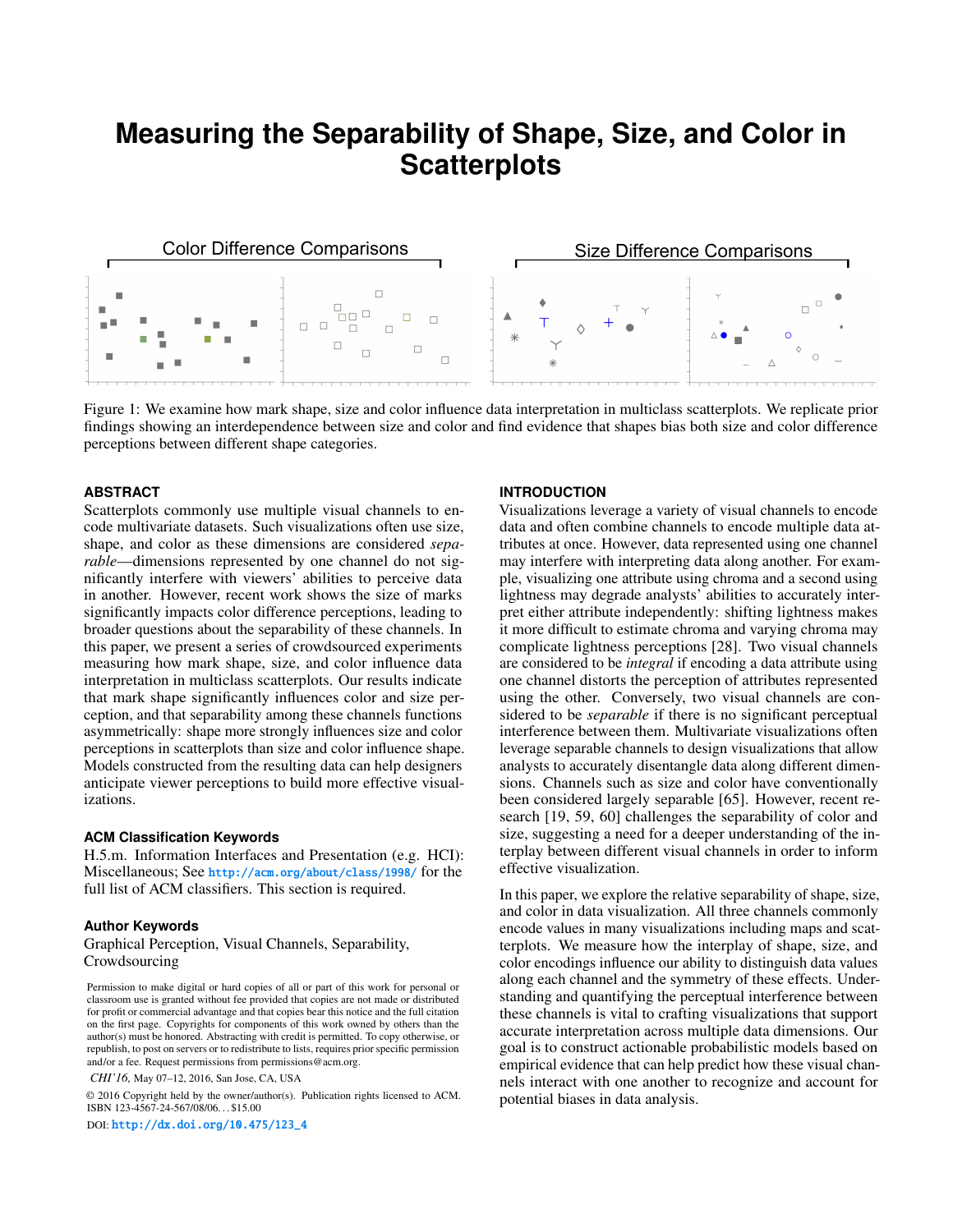# Measuring the Separability of Shape, Size, and Color in Scatterplots

Color Difference Comparisons

Size Difference Comparisons

Figure 1: We examine how mark shape, size and color influence data interpretation in multiclass scatterplots. We replicate prior findings showing an interdependence between size and color and find evidence that shapes bias both size and color difference perceptions between different shape categories.

## ABSTRACT

Scatterplots commonly use multiple visual channels to encode multivariate datasets. Such visualizations often use size, shape, and color as these dimensions are considered *separable*—dimensions represented by one channel do not significantly interfere with viewers' abilities to perceive data in another. However, recent work shows the size of marks significantly impacts color difference perceptions, leading to broader questions about the separability of these channels. In this paper, we present a series of crowdsourced experiments measuring how mark shape, size, and color influence data interpretation in multiclass scatterplots. Our results indicate that mark shape significantly influences color and size perception, and that separability among these channels functions asymmetrically: shape more strongly influences size and color perceptions in scatterplots than size and color influence shape. Models constructed from the resulting data can help designers anticipate viewer perceptions to build more effective visualizations.

### ACM Classification Keywords

H.5.m. Information Interfaces and Presentation (e.g. HCI): Miscellaneous; See http://acm.org/about/class/1998/ for the full list of ACM classifiers. This section is required.

### Author Keywords

Graphical Perception, Visual Channels, Separability, Crowdsourcing

Permission to make digital or hard copies of all or part of this work for personal or classroom use is granted without fee provided that copies are not made or distributed for profit or commercial advantage and that copies bear this notice and the full citation on the first page. Copyrights for components of this work owned by others than the author(s) must be honored. Abstracting with credit is permitted. To copy otherwise, or republish, to post on servers or to redistribute to lists, requires prior specific permission and/or a fee. Request permissions from permissions@acm.org.

*CHI'16*, May 07–12, 2016, San Jose, CA, USA

© 2016 Copyright held by the owner/author(s). Publication rights licensed to ACM. ISBN 123-4567-24-567/08/06. . . $15.00

DOI: http://dx.doi.org/10.475/123_4

## INTRODUCTION

Visualizations leverage a variety of visual channels to encode data and often combine channels to encode multiple data attributes at once. However, data represented using one channel may interfere with interpreting data along another. For example, visualizing one attribute using chroma and a second using lightness may degrade analysts' abilities to accurately interpret either attribute independently: shifting lightness makes it more difficult to estimate chroma and varying chroma may complicate lightness perceptions [28]. Two visual channels are considered to be *integral* if encoding a data attribute using one channel distorts the perception of attributes represented using the other. Conversely, two visual channels are considered to be *separable* if there is no significant perceptual interference between them. Multivariate visualizations often leverage separable channels to design visualizations that allow analysts to accurately disentangle data along different dimensions. Channels such as size and color have conventionally been considered largely separable [65]. However, recent research [19, 59, 60] challenges the separability of color and size, suggesting a need for a deeper understanding of the interplay between different visual channels in order to inform effective visualization.

In this paper, we explore the relative separability of shape, size, and color in data visualization. All three channels commonly encode values in many visualizations including maps and scatterplots. We measure how the interplay of shape, size, and color encodings influence our ability to distinguish data values along each channel and the symmetry of these effects. Understanding and quantifying the perceptual interference between these channels is vital to crafting visualizations that support accurate interpretation across multiple data dimensions. Our goal is to construct actionable probabilistic models based on empirical evidence that can help predict how these visual channels interact with one another to recognize and account for potential biases in data analysis.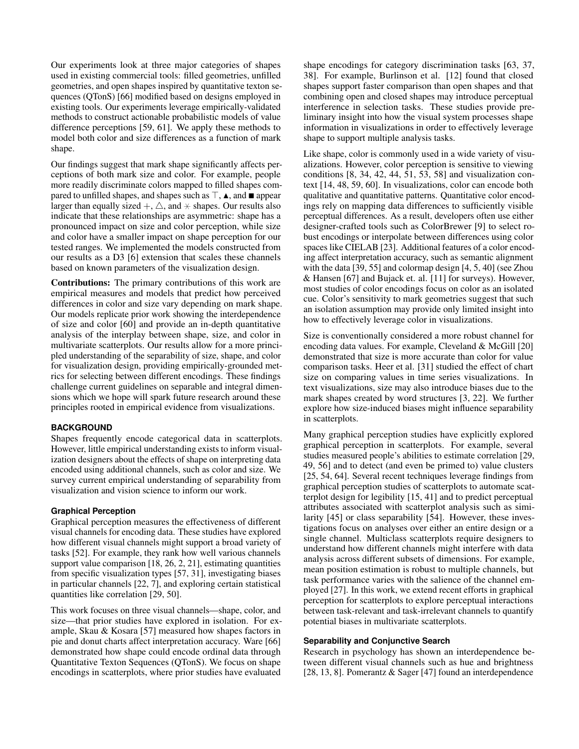Our experiments look at three major categories of shapes used in existing commercial tools: filled geometries, unfilled geometries, and open shapes inspired by quantitative texton sequences (QTonS) [66] modified based on designs employed in existing tools. Our experiments leverage empirically-validated methods to construct actionable probabilistic models of value difference perceptions [59, 61]. We apply these methods to model both color and size differences as a function of mark shape.

Our findings suggest that mark shape significantly affects perceptions of both mark size and color. For example, people more readily discriminate colors mapped to filled shapes compared to unfilled shapes, and shapes such as ⊤, ▲, and ■ appear larger than equally sized +, △, and ⚹ shapes. Our results also indicate that these relationships are asymmetric: shape has a pronounced impact on size and color perception, while size and color have a smaller impact on shape perception for our tested ranges. We implemented the models constructed from our results as a D3 [6] extension that scales these channels based on known parameters of the visualization design.

**Contributions:** The primary contributions of this work are empirical measures and models that predict how perceived differences in color and size vary depending on mark shape. Our models replicate prior work showing the interdependence of size and color [60] and provide an in-depth quantitative analysis of the interplay between shape, size, and color in multivariate scatterplots. Our results allow for a more principled understanding of the separability of size, shape, and color for visualization design, providing empirically-grounded metrics for selecting between different encodings. These findings challenge current guidelines on separable and integral dimensions which we hope will spark future research around these principles rooted in empirical evidence from visualizations.

## BACKGROUND

Shapes frequently encode categorical data in scatterplots. However, little empirical understanding exists to inform visualization designers about the effects of shape on interpreting data encoded using additional channels, such as color and size. We survey current empirical understanding of separability from visualization and vision science to inform our work.

### Graphical Perception

Graphical perception measures the effectiveness of different visual channels for encoding data. These studies have explored how different visual channels might support a broad variety of tasks [52]. For example, they rank how well various channels support value comparison [18, 26, 2, 21], estimating quantities from specific visualization types [57, 31], investigating biases in particular channels [22, 7], and exploring certain statistical quantities like correlation [29, 50].

This work focuses on three visual channels—shape, color, and size—that prior studies have explored in isolation. For example, Skau & Kosara [57] measured how shapes factors in pie and donut charts affect interpretation accuracy. Ware [66] demonstrated how shape could encode ordinal data through Quantitative Texton Sequences (QTonS). We focus on shape encodings in scatterplots, where prior studies have evaluated shape encodings for category discrimination tasks [63, 37, 38]. For example, Burlinson et al. [12] found that closed shapes support faster comparison than open shapes and that combining open and closed shapes may introduce perceptual interference in selection tasks. These studies provide preliminary insight into how the visual system processes shape information in visualizations in order to effectively leverage shape to support multiple analysis tasks.

Like shape, color is commonly used in a wide variety of visualizations. However, color perception is sensitive to viewing conditions [8, 34, 42, 44, 51, 53, 58] and visualization context [14, 48, 59, 60]. In visualizations, color can encode both qualitative and quantitative patterns. Quantitative color encodings rely on mapping data differences to sufficiently visible perceptual differences. As a result, developers often use either designer-crafted tools such as ColorBrewer [9] to select robust encodings or interpolate between differences using color spaces like CIELAB [23]. Additional features of a color encoding affect interpretation accuracy, such as semantic alignment with the data [39, 55] and colormap design [4, 5, 40] (see Zhou & Hansen [67] and Bujack et. al. [11] for surveys). However, most studies of color encodings focus on color as an isolated cue. Color's sensitivity to mark geometries suggest that such an isolation assumption may provide only limited insight into how to effectively leverage color in visualizations.

Size is conventionally considered a more robust channel for encoding data values. For example, Cleveland & McGill [20] demonstrated that size is more accurate than color for value comparison tasks. Heer et al. [31] studied the effect of chart size on comparing values in time series visualizations. In text visualizations, size may also introduce biases due to the mark shapes created by word structures [3, 22]. We further explore how size-induced biases might influence separability in scatterplots.

Many graphical perception studies have explicitly explored graphical perception in scatterplots. For example, several studies measured people's abilities to estimate correlation [29, 49, 56] and to detect (and even be primed to) value clusters [25, 54, 64]. Several recent techniques leverage findings from graphical perception studies of scatterplots to automate scatterplot design for legibility [15, 41] and to predict perceptual attributes associated with scatterplot analysis such as similarity [45] or class separability [54]. However, these investigations focus on analyses over either an entire design or a single channel. Multiclass scatterplots require designers to understand how different channels might interfere with data analysis across different subsets of dimensions. For example, mean position estimation is robust to multiple channels, but task performance varies with the salience of the channel employed [27]. In this work, we extend recent efforts in graphical perception for scatterplots to explore perceptual interactions between task-relevant and task-irrelevant channels to quantify potential biases in multivariate scatterplots.

### Separability and Conjunctive Search

Research in psychology has shown an interdependence between different visual channels such as hue and brightness [28, 13, 8]. Pomerantz & Sager [47] found an interdependence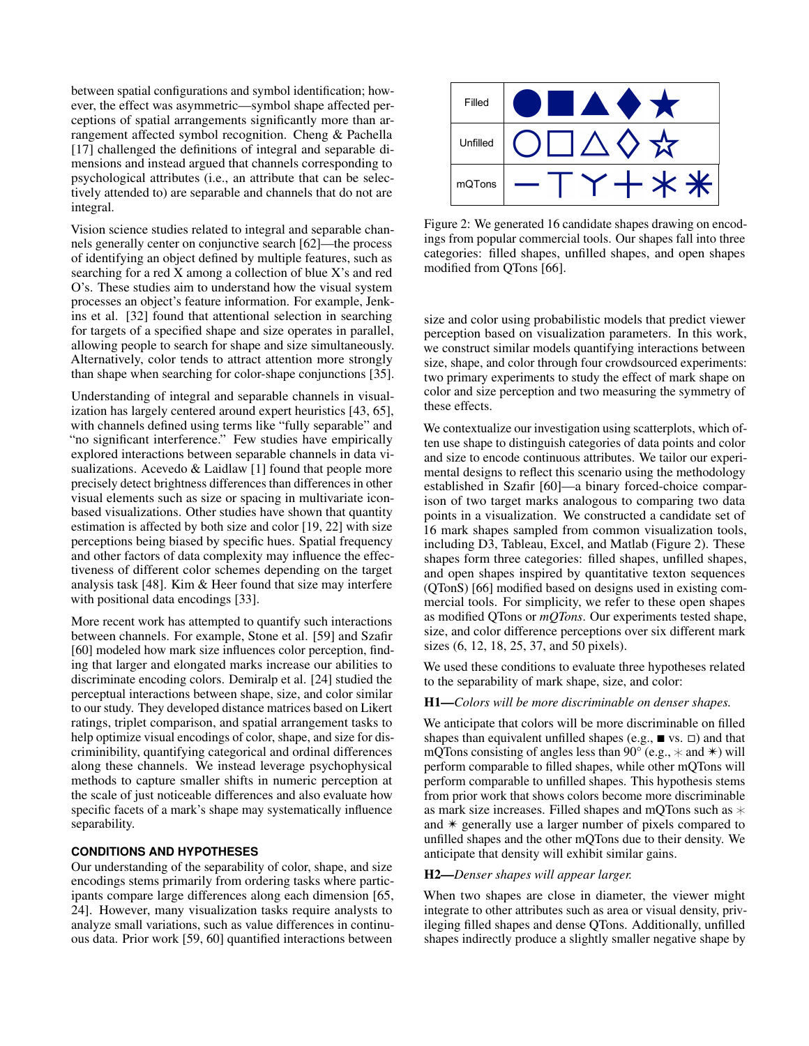between spatial configurations and symbol identification; however, the effect was asymmetric—symbol shape affected perceptions of spatial arrangements significantly more than arrangement affected symbol recognition. Cheng & Pachella [17] challenged the definitions of integral and separable dimensions and instead argued that channels corresponding to psychological attributes (i.e., an attribute that can be selectively attended to) are separable and channels that do not are integral.

Vision science studies related to integral and separable channels generally center on conjunctive search [62]—the process of identifying an object defined by multiple features, such as searching for a red X among a collection of blue X's and red O's. These studies aim to understand how the visual system processes an object's feature information. For example, Jenkins et al. [32] found that attentional selection in searching for targets of a specified shape and size operates in parallel, allowing people to search for shape and size simultaneously. Alternatively, color tends to attract attention more strongly than shape when searching for color-shape conjunctions [35].

Understanding of integral and separable channels in visualization has largely centered around expert heuristics [43, 65], with channels defined using terms like "fully separable" and "no significant interference." Few studies have empirically explored interactions between separable channels in data visualizations. Acevedo & Laidlaw [1] found that people more precisely detect brightness differences than differences in other visual elements such as size or spacing in multivariate icon-based visualizations. Other studies have shown that quantity estimation is affected by both size and color [19, 22] with size perceptions being biased by specific hues. Spatial frequency and other factors of data complexity may influence the effectiveness of different color schemes depending on the target analysis task [48]. Kim & Heer found that size may interfere with positional data encodings [33].

More recent work has attempted to quantify such interactions between channels. For example, Stone et al. [59] and Szafir [60] modeled how mark size influences color perception, finding that larger and elongated marks increase our abilities to discriminate encoding colors. Demiralp et al. [24] studied the perceptual interactions between shape, size, and color similar to our study. They developed distance matrices based on Likert ratings, triplet comparison, and spatial arrangement tasks to help optimize visual encodings of color, shape, and size for discriminibility, quantifying categorical and ordinal differences along these channels. We instead leverage psychophysical methods to capture smaller shifts in numeric perception at the scale of just noticeable differences and also evaluate how specific facets of a mark's shape may systematically influence separability.

## CONDITIONS AND HYPOTHESES

Our understanding of the separability of color, shape, and size encodings stems primarily from ordering tasks where participants compare large differences along each dimension [65, 24]. However, many visualization tasks require analysts to analyze small variations, such as value differences in continuous data. Prior work [59, 60] quantified interactions between size and color using probabilistic models that predict viewer perception based on visualization parameters. In this work, we construct similar models quantifying interactions between size, shape, and color through four crowdsourced experiments: two primary experiments to study the effect of mark shape on color and size perception and two measuring the symmetry of these effects.

| Filled | ● ■ ▲ ◆ ★ |
| --- | --- |
| Unfilled | ○ □ △ ◇ ☆ |
| mQTons | — ⊤ Y + ∗ ✳ |

Figure 2: We generated 16 candidate shapes drawing on encodings from popular commercial tools. Our shapes fall into three categories: filled shapes, unfilled shapes, and open shapes modified from QTons [66].

We contextualize our investigation using scatterplots, which often use shape to distinguish categories of data points and color and size to encode continuous attributes. We tailor our experimental designs to reflect this scenario using the methodology established in Szafir [60]—a binary forced-choice comparison of two target marks analogous to comparing two data points in a visualization. We constructed a candidate set of 16 mark shapes sampled from common visualization tools, including D3, Tableau, Excel, and Matlab (Figure 2). These shapes form three categories: filled shapes, unfilled shapes, and open shapes inspired by quantitative texton sequences (QTonS) [66] modified based on designs used in existing commercial tools. For simplicity, we refer to these open shapes as modified QTons or *mQTons*. Our experiments tested shape, size, and color difference perceptions over six different mark sizes (6, 12, 18, 25, 37, and 50 pixels).

We used these conditions to evaluate three hypotheses related to the separability of mark shape, size, and color:

**H1**—*Colors will be more discriminable on denser shapes.*

We anticipate that colors will be more discriminable on filled shapes than equivalent unfilled shapes (e.g., ■ vs. □) and that mQTons consisting of angles less than 90° (e.g., ∗ and ✳) will perform comparable to filled shapes, while other mQTons will perform comparable to unfilled shapes. This hypothesis stems from prior work that shows colors become more discriminable as mark size increases. Filled shapes and mQTons such as ∗ and ✳ generally use a larger number of pixels compared to unfilled shapes and the other mQTons due to their density. We anticipate that density will exhibit similar gains.

**H2**—*Denser shapes will appear larger.*

When two shapes are close in diameter, the viewer might integrate to other attributes such as area or visual density, privileging filled shapes and dense QTons. Additionally, unfilled shapes indirectly produce a slightly smaller negative shape by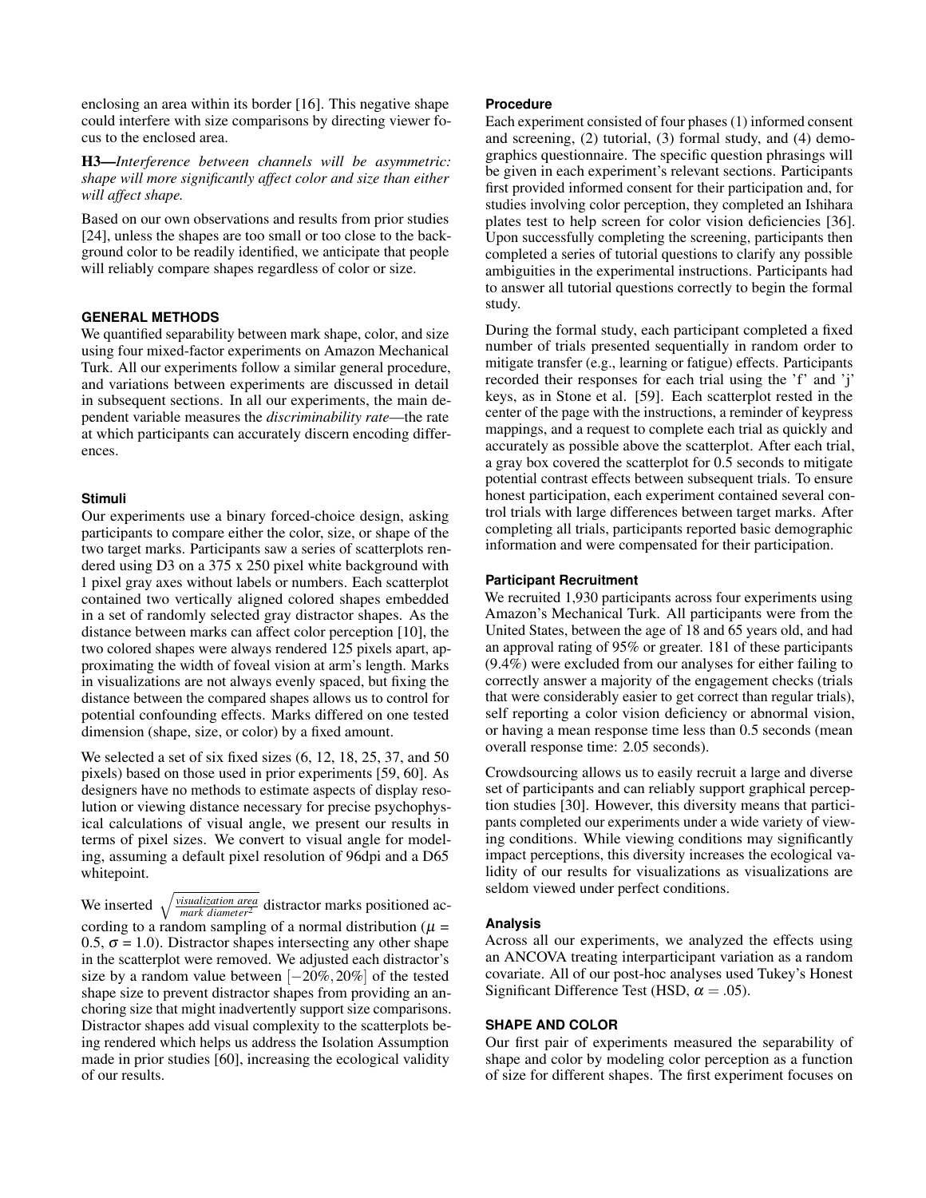enclosing an area within its border [16]. This negative shape could interfere with size comparisons by directing viewer focus to the enclosed area.

**H3—***Interference between channels will be asymmetric: shape will more significantly affect color and size than either will affect shape.*

Based on our own observations and results from prior studies [24], unless the shapes are too small or too close to the background color to be readily identified, we anticipate that people will reliably compare shapes regardless of color or size.

## GENERAL METHODS

We quantified separability between mark shape, color, and size using four mixed-factor experiments on Amazon Mechanical Turk. All our experiments follow a similar general procedure, and variations between experiments are discussed in detail in subsequent sections. In all our experiments, the main dependent variable measures the *discriminability rate*—the rate at which participants can accurately discern encoding differences.

### Stimuli

Our experiments use a binary forced-choice design, asking participants to compare either the color, size, or shape of the two target marks. Participants saw a series of scatterplots rendered using D3 on a 375 x 250 pixel white background with 1 pixel gray axes without labels or numbers. Each scatterplot contained two vertically aligned colored shapes embedded in a set of randomly selected gray distractor shapes. As the distance between marks can affect color perception [10], the two colored shapes were always rendered 125 pixels apart, approximating the width of foveal vision at arm's length. Marks in visualizations are not always evenly spaced, but fixing the distance between the compared shapes allows us to control for potential confounding effects. Marks differed on one tested dimension (shape, size, or color) by a fixed amount.

We selected a set of six fixed sizes (6, 12, 18, 25, 37, and 50 pixels) based on those used in prior experiments [59, 60]. As designers have no methods to estimate aspects of display resolution or viewing distance necessary for precise psychophysical calculations of visual angle, we present our results in terms of pixel sizes. We convert to visual angle for modeling, assuming a default pixel resolution of 96dpi and a D65 whitepoint.

We inserted $\sqrt{\frac{\text{visualization area}}{\text{mark diameter}^2}}$ distractor marks positioned according to a random sampling of a normal distribution ($\mu$ = 0.5, $\sigma$ = 1.0). Distractor shapes intersecting any other shape in the scatterplot were removed. We adjusted each distractor's size by a random value between $[-20\%, 20\%]$ of the tested shape size to prevent distractor shapes from providing an anchoring size that might inadvertently support size comparisons. Distractor shapes add visual complexity to the scatterplots being rendered which helps us address the Isolation Assumption made in prior studies [60], increasing the ecological validity of our results.

### Procedure

Each experiment consisted of four phases (1) informed consent and screening, (2) tutorial, (3) formal study, and (4) demographics questionnaire. The specific question phrasings will be given in each experiment's relevant sections. Participants first provided informed consent for their participation and, for studies involving color perception, they completed an Ishihara plates test to help screen for color vision deficiencies [36]. Upon successfully completing the screening, participants then completed a series of tutorial questions to clarify any possible ambiguities in the experimental instructions. Participants had to answer all tutorial questions correctly to begin the formal study.

During the formal study, each participant completed a fixed number of trials presented sequentially in random order to mitigate transfer (e.g., learning or fatigue) effects. Participants recorded their responses for each trial using the 'f' and 'j' keys, as in Stone et al. [59]. Each scatterplot rested in the center of the page with the instructions, a reminder of keypress mappings, and a request to complete each trial as quickly and accurately as possible above the scatterplot. After each trial, a gray box covered the scatterplot for 0.5 seconds to mitigate potential contrast effects between subsequent trials. To ensure honest participation, each experiment contained several control trials with large differences between target marks. After completing all trials, participants reported basic demographic information and were compensated for their participation.

### Participant Recruitment

We recruited 1,930 participants across four experiments using Amazon's Mechanical Turk. All participants were from the United States, between the age of 18 and 65 years old, and had an approval rating of 95% or greater. 181 of these participants (9.4%) were excluded from our analyses for either failing to correctly answer a majority of the engagement checks (trials that were considerably easier to get correct than regular trials), self reporting a color vision deficiency or abnormal vision, or having a mean response time less than 0.5 seconds (mean overall response time: 2.05 seconds).

Crowdsourcing allows us to easily recruit a large and diverse set of participants and can reliably support graphical perception studies [30]. However, this diversity means that participants completed our experiments under a wide variety of viewing conditions. While viewing conditions may significantly impact perceptions, this diversity increases the ecological validity of our results for visualizations as visualizations are seldom viewed under perfect conditions.

### Analysis

Across all our experiments, we analyzed the effects using an ANCOVA treating interparticipant variation as a random covariate. All of our post-hoc analyses used Tukey's Honest Significant Difference Test (HSD, $\alpha = .05$).

## SHAPE AND COLOR

Our first pair of experiments measured the separability of shape and color by modeling color perception as a function of size for different shapes. The first experiment focuses on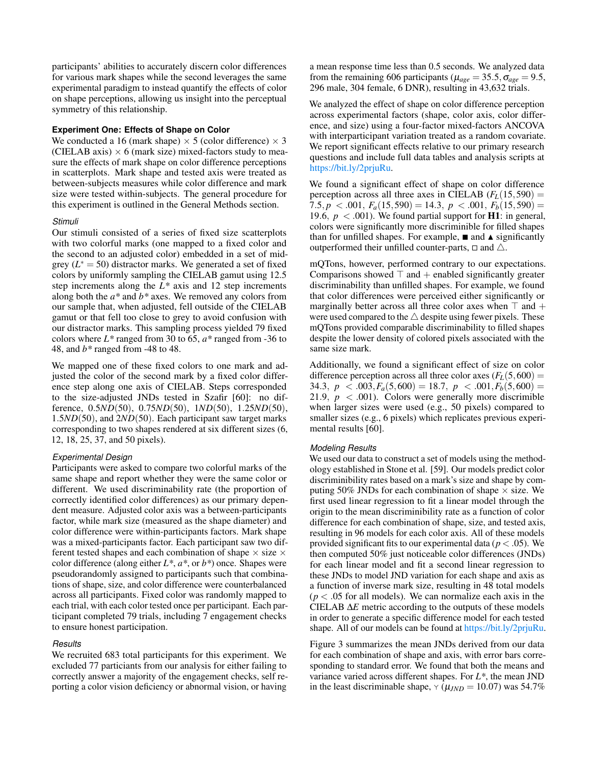participants' abilities to accurately discern color differences for various mark shapes while the second leverages the same experimental paradigm to instead quantify the effects of color on shape perceptions, allowing us insight into the perceptual symmetry of this relationship.

### Experiment One: Effects of Shape on Color

We conducted a 16 (mark shape) × 5 (color difference) × 3 (CIELAB axis) × 6 (mark size) mixed-factors study to measure the effects of mark shape on color difference perceptions in scatterplots. Mark shape and tested axis were treated as between-subjects measures while color difference and mark size were tested within-subjects. The general procedure for this experiment is outlined in the General Methods section.

#### *Stimuli*

Our stimuli consisted of a series of fixed size scatterplots with two colorful marks (one mapped to a fixed color and the second to an adjusted color) embedded in a set of mid-grey ($L^* = 50$) distractor marks. We generated a set of fixed colors by uniformly sampling the CIELAB gamut using 12.5 step increments along the $L^*$ axis and 12 step increments along both the $a^*$ and $b^*$ axes. We removed any colors from our sample that, when adjusted, fell outside of the CIELAB gamut or that fell too close to grey to avoid confusion with our distractor marks. This sampling process yielded 79 fixed colors where $L^*$ ranged from 30 to 65, $a^*$ ranged from -36 to 48, and $b^*$ ranged from -48 to 48.

We mapped one of these fixed colors to one mark and adjusted the color of the second mark by a fixed color difference step along one axis of CIELAB. Steps corresponded to the size-adjusted JNDs tested in Szafir [60]: no difference, $0.5ND(50)$, $0.75ND(50)$, $1ND(50)$, $1.25ND(50)$, $1.5ND(50)$, and $2ND(50)$. Each participant saw target marks corresponding to two shapes rendered at six different sizes (6, 12, 18, 25, 37, and 50 pixels).

#### *Experimental Design*

Participants were asked to compare two colorful marks of the same shape and report whether they were the same color or different. We used discriminability rate (the proportion of correctly identified color differences) as our primary dependent measure. Adjusted color axis was a between-participants factor, while mark size (measured as the shape diameter) and color difference were within-participants factors. Mark shape was a mixed-participants factor. Each participant saw two different tested shapes and each combination of shape × size × color difference (along either $L^*$, $a^*$, or $b^*$) once. Shapes were pseudorandomly assigned to participants such that combinations of shape, size, and color difference were counterbalanced across all participants. Fixed color was randomly mapped to each trial, with each color tested once per participant. Each participant completed 79 trials, including 7 engagement checks to ensure honest participation.

#### *Results*

We recruited 683 total participants for this experiment. We excluded 77 particiants from our analysis for either failing to correctly answer a majority of the engagement checks, self reporting a color vision deficiency or abnormal vision, or having a mean response time less than 0.5 seconds. We analyzed data from the remaining 606 participants ($\mu_{age} = 35.5, \sigma_{age} = 9.5$, 296 male, 304 female, 6 DNR), resulting in 43,632 trials.

We analyzed the effect of shape on color difference perception across experimental factors (shape, color axis, color difference, and size) using a four-factor mixed-factors ANCOVA with interparticipant variation treated as a random covariate. We report significant effects relative to our primary research questions and include full data tables and analysis scripts at https://bit.ly/2prjuRu.

We found a significant effect of shape on color difference perception across all three axes in CIELAB ($F_L(15,590) = 7.5, p < .001$, $F_a(15,590) = 14.3$, $p < .001$, $F_b(15,590) = 19.6$, $p < .001$). We found partial support for **H1**: in general, colors were significantly more discriminible for filled shapes than for unfilled shapes. For example, ■ and ▲ significantly outperformed their unfilled counter-parts, □ and △.

mQTons, however, performed contrary to our expectations. Comparisons showed ⊤ and + enabled significantly greater discriminability than unfilled shapes. For example, we found that color differences were perceived either significantly or marginally better across all three color axes when ⊤ and + were used compared to the △ despite using fewer pixels. These mQTons provided comparable discriminability to filled shapes despite the lower density of colored pixels associated with the same size mark.

Additionally, we found a significant effect of size on color difference perception across all three color axes ($F_L(5,600) = 34.3$, $p < .003, F_a(5,600) = 18.7$, $p < .001, F_b(5,600) = 21.9$, $p < .001$). Colors were generally more discrimible when larger sizes were used (e.g., 50 pixels) compared to smaller sizes (e.g., 6 pixels) which replicates previous experimental results [60].

#### *Modeling Results*

We used our data to construct a set of models using the methodology established in Stone et al. [59]. Our models predict color discriminibility rates based on a mark's size and shape by computing 50% JNDs for each combination of shape × size. We first used linear regression to fit a linear model through the origin to the mean discriminibility rate as a function of color difference for each combination of shape, size, and tested axis, resulting in 96 models for each color axis. All of these models provided significant fits to our experimental data ($p < .05$). We then computed 50% just noticeable color differences (JNDs) for each linear model and fit a second linear regression to these JNDs to model JND variation for each shape and axis as a function of inverse mark size, resulting in 48 total models ($p < .05$ for all models). We can normalize each axis in the CIELAB $\Delta E$ metric according to the outputs of these models in order to generate a specific difference model for each tested shape. All of our models can be found at https://bit.ly/2prjuRu.

Figure 3 summarizes the mean JNDs derived from our data for each combination of shape and axis, with error bars corresponding to standard error. We found that both the means and variance varied across different shapes. For $L^*$, the mean JND in the least discriminable shape, ⋎ ($\mu_{JND} = 10.07$) was 54.7%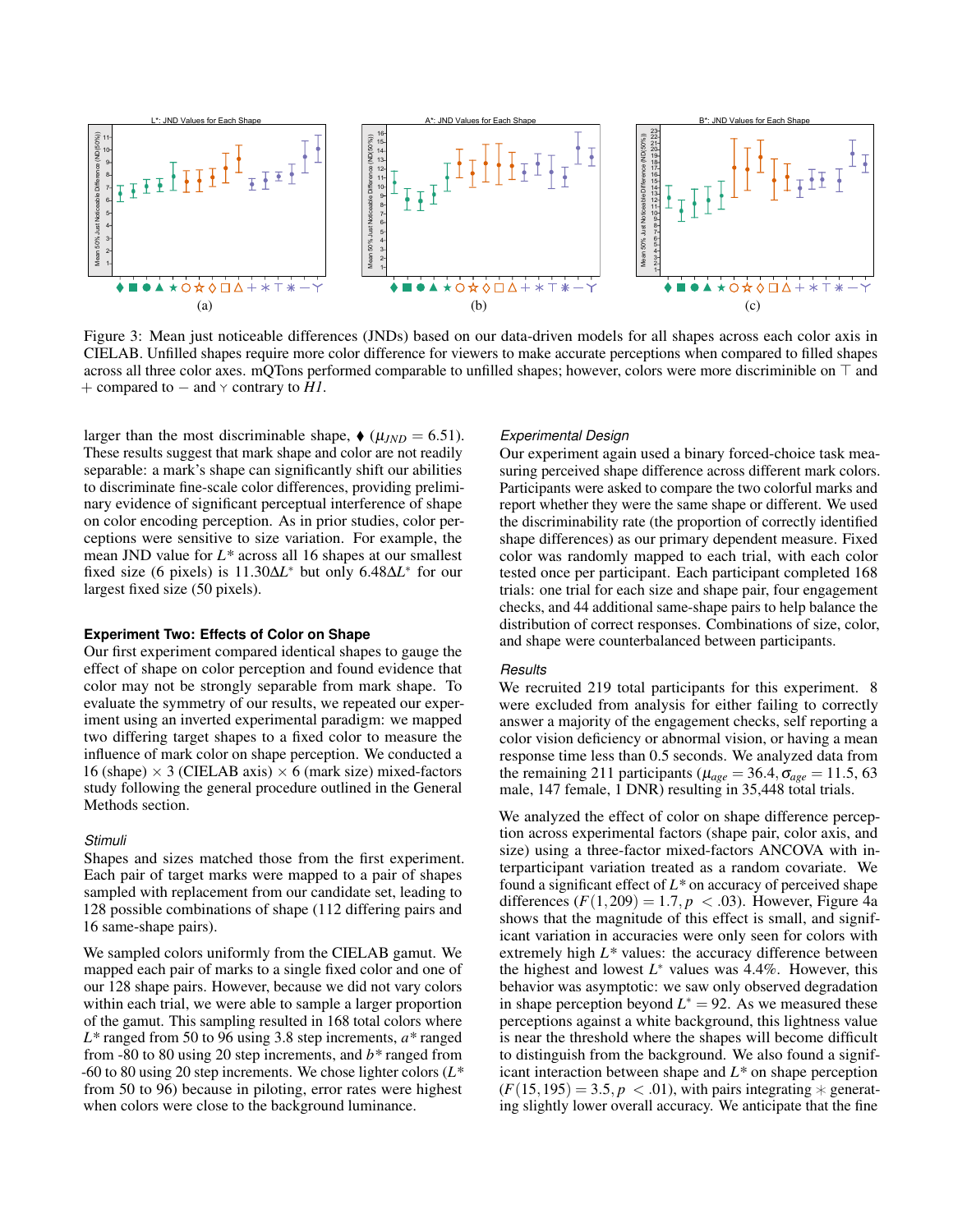Figure 3: Mean just noticeable differences (JNDs) based on our data-driven models for all shapes across each color axis in CIELAB. Unfilled shapes require more color difference for viewers to make accurate perceptions when compared to filled shapes across all three color axes. mQTons performed comparable to unfilled shapes; however, colors were more discriminible on ⊤ and + compared to − and �Y contrary to *H1*.

larger than the most discriminable shape, ♦ ($\mu_{JND} = 6.51$). These results suggest that mark shape and color are not readily separable: a mark's shape can significantly shift our abilities to discriminate fine-scale color differences, providing preliminary evidence of significant perceptual interference of shape on color encoding perception. As in prior studies, color perceptions were sensitive to size variation. For example, the mean JND value for $L^*$ across all 16 shapes at our smallest fixed size (6 pixels) is $11.30\Delta L^*$ but only $6.48\Delta L^*$ for our largest fixed size (50 pixels).

### Experiment Two: Effects of Color on Shape

Our first experiment compared identical shapes to gauge the effect of shape on color perception and found evidence that color may not be strongly separable from mark shape. To evaluate the symmetry of our results, we repeated our experiment using an inverted experimental paradigm: we mapped two differing target shapes to a fixed color to measure the influence of mark color on shape perception. We conducted a 16 (shape) × 3 (CIELAB axis) × 6 (mark size) mixed-factors study following the general procedure outlined in the General Methods section.

#### *Stimuli*

Shapes and sizes matched those from the first experiment. Each pair of target marks were mapped to a pair of shapes sampled with replacement from our candidate set, leading to 128 possible combinations of shape (112 differing pairs and 16 same-shape pairs).

We sampled colors uniformly from the CIELAB gamut. We mapped each pair of marks to a single fixed color and one of our 128 shape pairs. However, because we did not vary colors within each trial, we were able to sample a larger proportion of the gamut. This sampling resulted in 168 total colors where $L^*$ ranged from 50 to 96 using 3.8 step increments, $a^*$ ranged from -80 to 80 using 20 step increments, and $b^*$ ranged from -60 to 80 using 20 step increments. We chose lighter colors ($L^*$ from 50 to 96) because in piloting, error rates were highest when colors were close to the background luminance.

#### *Experimental Design*

Our experiment again used a binary forced-choice task measuring perceived shape difference across different mark colors. Participants were asked to compare the two colorful marks and report whether they were the same shape or different. We used the discriminability rate (the proportion of correctly identified shape differences) as our primary dependent measure. Fixed color was randomly mapped to each trial, with each color tested once per participant. Each participant completed 168 trials: one trial for each size and shape pair, four engagement checks, and 44 additional same-shape pairs to help balance the distribution of correct responses. Combinations of size, color, and shape were counterbalanced between participants.

#### *Results*

We recruited 219 total participants for this experiment. 8 were excluded from analysis for either failing to correctly answer a majority of the engagement checks, self reporting a color vision deficiency or abnormal vision, or having a mean response time less than 0.5 seconds. We analyzed data from the remaining 211 participants ($\mu_{age} = 36.4, \sigma_{age} = 11.5$, 63 male, 147 female, 1 DNR) resulting in 35,448 total trials.

We analyzed the effect of color on shape difference perception across experimental factors (shape pair, color axis, and size) using a three-factor mixed-factors ANCOVA with interparticipant variation treated as a random covariate. We found a significant effect of $L^*$ on accuracy of perceived shape differences ($F(1,209) = 1.7, p < .03$). However, Figure 4a shows that the magnitude of this effect is small, and significant variation in accuracies were only seen for colors with extremely high $L^*$ values: the accuracy difference between the highest and lowest $L^*$ values was 4.4%. However, this behavior was asymptotic: we saw only observed degradation in shape perception beyond $L^* = 92$. As we measured these perceptions against a white background, this lightness value is near the threshold where the shapes will become difficult to distinguish from the background. We also found a significant interaction between shape and $L^*$ on shape perception ($F(15,195) = 3.5, p < .01$), with pairs integrating $\ast$ generating slightly lower overall accuracy. We anticipate that the fine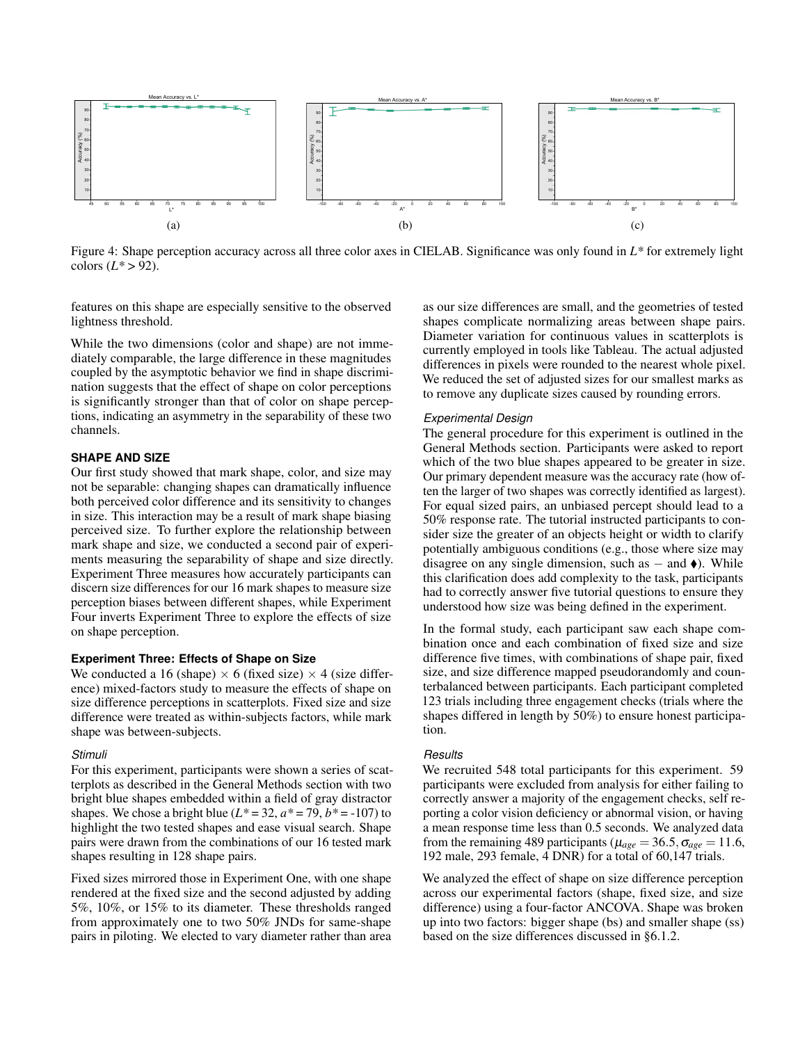Figure 4: Shape perception accuracy across all three color axes in CIELAB. Significance was only found in $L^*$ for extremely light colors ($L^* > 92$).

features on this shape are especially sensitive to the observed lightness threshold.

While the two dimensions (color and shape) are not immediately comparable, the large difference in these magnitudes coupled by the asymptotic behavior we find in shape discrimination suggests that the effect of shape on color perceptions is significantly stronger than that of color on shape perceptions, indicating an asymmetry in the separability of these two channels.

## SHAPE AND SIZE

Our first study showed that mark shape, color, and size may not be separable: changing shapes can dramatically influence both perceived color difference and its sensitivity to changes in size. This interaction may be a result of mark shape biasing perceived size. To further explore the relationship between mark shape and size, we conducted a second pair of experiments measuring the separability of shape and size directly. Experiment Three measures how accurately participants can discern size differences for our 16 mark shapes to measure size perception biases between different shapes, while Experiment Four inverts Experiment Three to explore the effects of size on shape perception.

### Experiment Three: Effects of Shape on Size

We conducted a 16 (shape) × 6 (fixed size) × 4 (size difference) mixed-factors study to measure the effects of shape on size difference perceptions in scatterplots. Fixed size and size difference were treated as within-subjects factors, while mark shape was between-subjects.

#### *Stimuli*

For this experiment, participants were shown a series of scatterplots as described in the General Methods section with two bright blue shapes embedded within a field of gray distractor shapes. We chose a bright blue ($L^* = 32$, $a^* = 79$, $b^* = -107$) to highlight the two tested shapes and ease visual search. Shape pairs were drawn from the combinations of our 16 tested mark shapes resulting in 128 shape pairs.

Fixed sizes mirrored those in Experiment One, with one shape rendered at the fixed size and the second adjusted by adding 5%, 10%, or 15% to its diameter. These thresholds ranged from approximately one to two 50% JNDs for same-shape pairs in piloting. We elected to vary diameter rather than area as our size differences are small, and the geometries of tested shapes complicate normalizing areas between shape pairs. Diameter variation for continuous values in scatterplots is currently employed in tools like Tableau. The actual adjusted differences in pixels were rounded to the nearest whole pixel. We reduced the set of adjusted sizes for our smallest marks as to remove any duplicate sizes caused by rounding errors.

#### *Experimental Design*

The general procedure for this experiment is outlined in the General Methods section. Participants were asked to report which of the two blue shapes appeared to be greater in size. Our primary dependent measure was the accuracy rate (how often the larger of two shapes was correctly identified as largest). For equal sized pairs, an unbiased percept should lead to a 50% response rate. The tutorial instructed participants to consider size the greater of an objects height or width to clarify potentially ambiguous conditions (e.g., those where size may disagree on any single dimension, such as − and ⧫). While this clarification does add complexity to the task, participants had to correctly answer five tutorial questions to ensure they understood how size was being defined in the experiment.

In the formal study, each participant saw each shape combination once and each combination of fixed size and size difference five times, with combinations of shape pair, fixed size, and size difference mapped pseudorandomly and counterbalanced between participants. Each participant completed 123 trials including three engagement checks (trials where the shapes differed in length by 50%) to ensure honest participation.

#### *Results*

We recruited 548 total participants for this experiment. 59 participants were excluded from analysis for either failing to correctly answer a majority of the engagement checks, self reporting a color vision deficiency or abnormal vision, or having a mean response time less than 0.5 seconds. We analyzed data from the remaining 489 participants ($\mu_{age} = 36.5, \sigma_{age} = 11.6$, 192 male, 293 female, 4 DNR) for a total of 60,147 trials.

We analyzed the effect of shape on size difference perception across our experimental factors (shape, fixed size, and size difference) using a four-factor ANCOVA. Shape was broken up into two factors: bigger shape (bs) and smaller shape (ss) based on the size differences discussed in §6.1.2.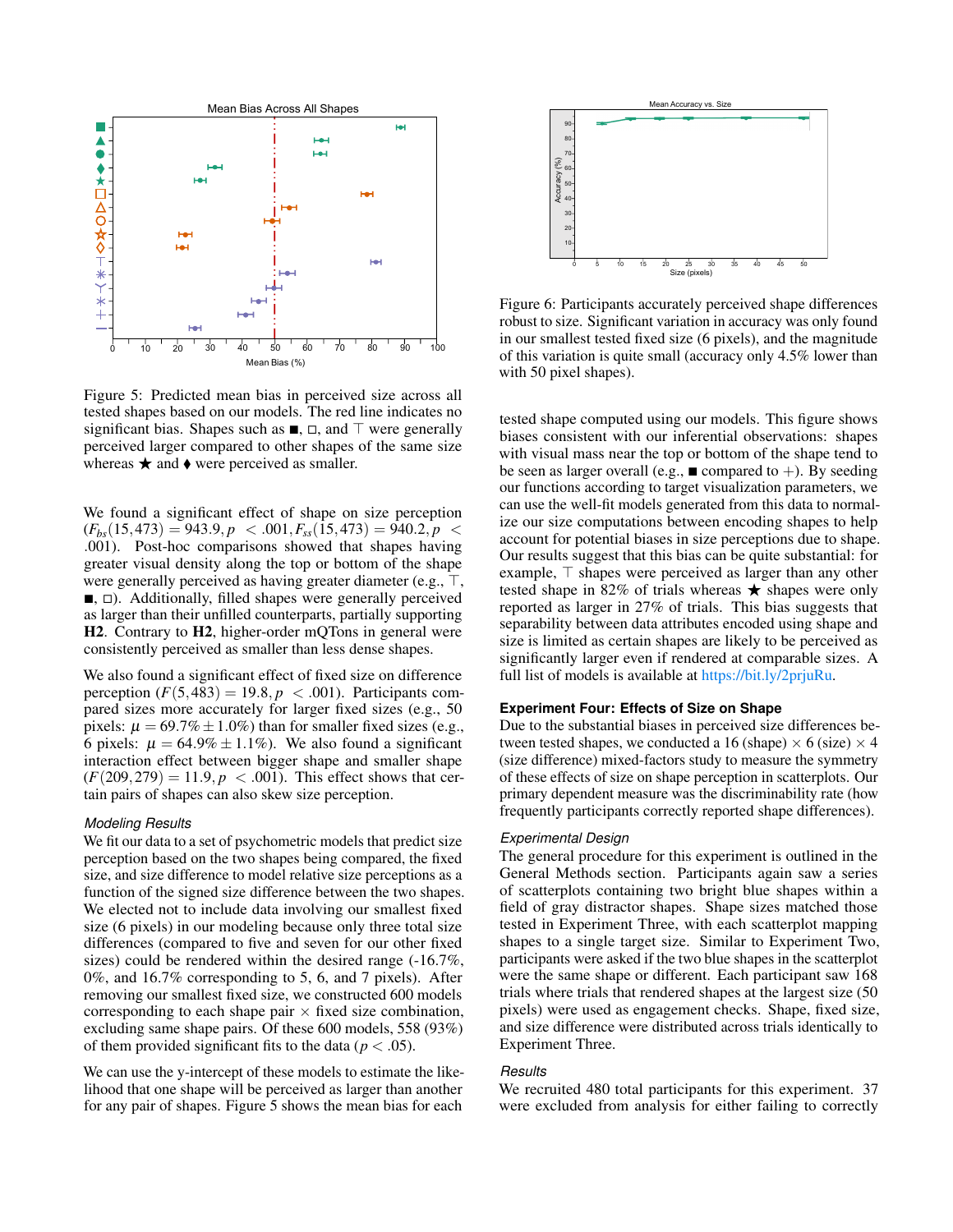Figure 5: Predicted mean bias in perceived size across all tested shapes based on our models. The red line indicates no significant bias. Shapes such as ■, □, and ⊤ were generally perceived larger compared to other shapes of the same size whereas ★ and ♦ were perceived as smaller.

We found a significant effect of shape on size perception ($F_{bs}(15,473) = 943.9, p < .001, F_{ss}(15,473) = 940.2, p < .001$). Post-hoc comparisons showed that shapes having greater visual density along the top or bottom of the shape were generally perceived as having greater diameter (e.g., ⊤, ■, □). Additionally, filled shapes were generally perceived as larger than their unfilled counterparts, partially supporting **H2**. Contrary to **H2**, higher-order mQTons in general were consistently perceived as smaller than less dense shapes.

We also found a significant effect of fixed size on difference perception ($F(5,483) = 19.8, p < .001$). Participants compared sizes more accurately for larger fixed sizes (e.g., 50 pixels: $\mu = 69.7\% \pm 1.0\%$) than for smaller fixed sizes (e.g., 6 pixels: $\mu = 64.9\% \pm 1.1\%$). We also found a significant interaction effect between bigger shape and smaller shape ($F(209,279) = 11.9, p < .001$). This effect shows that certain pairs of shapes can also skew size perception.

### *Modeling Results*

We fit our data to a set of psychometric models that predict size perception based on the two shapes being compared, the fixed size, and size difference to model relative size perceptions as a function of the signed size difference between the two shapes. We elected not to include data involving our smallest fixed size (6 pixels) in our modeling because only three total size differences (compared to five and seven for our other fixed sizes) could be rendered within the desired range (-16.7%, 0%, and 16.7% corresponding to 5, 6, and 7 pixels). After removing our smallest fixed size, we constructed 600 models corresponding to each shape pair × fixed size combination, excluding same shape pairs. Of these 600 models, 558 (93%) of them provided significant fits to the data ($p < .05$).

We can use the y-intercept of these models to estimate the likelihood that one shape will be perceived as larger than another for any pair of shapes. Figure 5 shows the mean bias for each tested shape computed using our models. This figure shows biases consistent with our inferential observations: shapes with visual mass near the top or bottom of the shape tend to be seen as larger overall (e.g., ■ compared to +). By seeding our functions according to target visualization parameters, we can use the well-fit models generated from this data to normalize our size computations between encoding shapes to help account for potential biases in size perceptions due to shape. Our results suggest that this bias can be quite substantial: for example, ⊤ shapes were perceived as larger than any other tested shape in 82% of trials whereas ★ shapes were only reported as larger in 27% of trials. This bias suggests that separability between data attributes encoded using shape and size is limited as certain shapes are likely to be perceived as significantly larger even if rendered at comparable sizes. A full list of models is available at https://bit.ly/2prjuRu.

Figure 6: Participants accurately perceived shape differences robust to size. Significant variation in accuracy was only found in our smallest tested fixed size (6 pixels), and the magnitude of this variation is quite small (accuracy only 4.5% lower than with 50 pixel shapes).

## Experiment Four: Effects of Size on Shape

Due to the substantial biases in perceived size differences between tested shapes, we conducted a 16 (shape) × 6 (size) × 4 (size difference) mixed-factors study to measure the symmetry of these effects of size on shape perception in scatterplots. Our primary dependent measure was the discriminability rate (how frequently participants correctly reported shape differences).

### *Experimental Design*

The general procedure for this experiment is outlined in the General Methods section. Participants again saw a series of scatterplots containing two bright blue shapes within a field of gray distractor shapes. Shape sizes matched those tested in Experiment Three, with each scatterplot mapping shapes to a single target size. Similar to Experiment Two, participants were asked if the two blue shapes in the scatterplot were the same shape or different. Each participant saw 168 trials where trials that rendered shapes at the largest size (50 pixels) were used as engagement checks. Shape, fixed size, and size difference were distributed across trials identically to Experiment Three.

### *Results*

We recruited 480 total participants for this experiment. 37 were excluded from analysis for either failing to correctly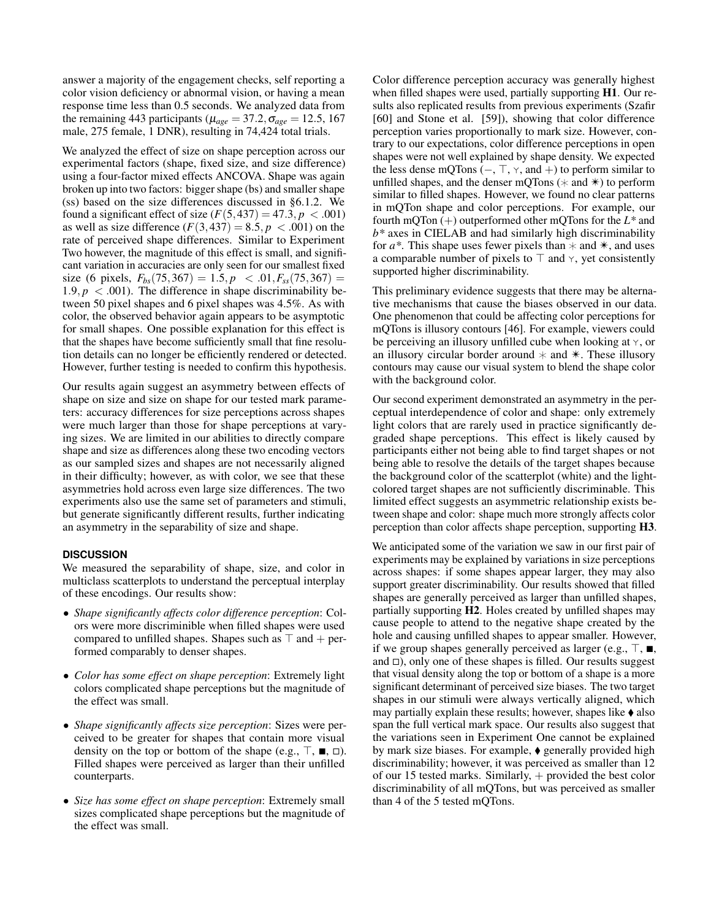answer a majority of the engagement checks, self reporting a color vision deficiency or abnormal vision, or having a mean response time less than 0.5 seconds. We analyzed data from the remaining 443 participants ($\mu_{age} = 37.2, \sigma_{age} = 12.5$, 167 male, 275 female, 1 DNR), resulting in 74,424 total trials.

We analyzed the effect of size on shape perception across our experimental factors (shape, fixed size, and size difference) using a four-factor mixed effects ANCOVA. Shape was again broken up into two factors: bigger shape (bs) and smaller shape (ss) based on the size differences discussed in §6.1.2. We found a significant effect of size ($F(5,437) = 47.3, p < .001$) as well as size difference ($F(3,437) = 8.5, p < .001$) on the rate of perceived shape differences. Similar to Experiment Two however, the magnitude of this effect is small, and significant variation in accuracies are only seen for our smallest fixed size (6 pixels, $F_{bs}(75,367) = 1.5, p < .01, F_{ss}(75,367) = 1.9, p < .001$). The difference in shape discriminability between 50 pixel shapes and 6 pixel shapes was 4.5%. As with color, the observed behavior again appears to be asymptotic for small shapes. One possible explanation for this effect is that the shapes have become sufficiently small that fine resolution details can no longer be efficiently rendered or detected. However, further testing is needed to confirm this hypothesis.

Our results again suggest an asymmetry between effects of shape on size and size on shape for our tested mark parameters: accuracy differences for size perceptions across shapes were much larger than those for shape perceptions at varying sizes. We are limited in our abilities to directly compare shape and size as differences along these two encoding vectors as our sampled sizes and shapes are not necessarily aligned in their difficulty; however, as with color, we see that these asymmetries hold across even large size differences. The two experiments also use the same set of parameters and stimuli, but generate significantly different results, further indicating an asymmetry in the separability of size and shape.

## DISCUSSION

We measured the separability of shape, size, and color in multiclass scatterplots to understand the perceptual interplay of these encodings. Our results show:

- *Shape significantly affects color difference perception*: Colors were more discriminible when filled shapes were used compared to unfilled shapes. Shapes such as ⊤ and + performed comparably to denser shapes.
- *Color has some effect on shape perception*: Extremely light colors complicated shape perceptions but the magnitude of the effect was small.
- *Shape significantly affects size perception*: Sizes were perceived to be greater for shapes that contain more visual density on the top or bottom of the shape (e.g., ⊤, ■, ⊡). Filled shapes were perceived as larger than their unfilled counterparts.
- *Size has some effect on shape perception*: Extremely small sizes complicated shape perceptions but the magnitude of the effect was small.

Color difference perception accuracy was generally highest when filled shapes were used, partially supporting **H1**. Our results also replicated results from previous experiments (Szafir [60] and Stone et al. [59]), showing that color difference perception varies proportionally to mark size. However, contrary to our expectations, color difference perceptions in open shapes were not well explained by shape density. We expected the less dense mQTons (−, ⊤, �Y, and +) to perform similar to unfilled shapes, and the denser mQTons (∗ and ✶) to perform similar to filled shapes. However, we found no clear patterns in mQTon shape and color perceptions. For example, our fourth mQTon (+) outperformed other mQTons for the $L^*$ and $b^*$ axes in CIELAB and had similarly high discriminability for $a^*$. This shape uses fewer pixels than ∗ and ✶, and uses a comparable number of pixels to ⊤ and �Y, yet consistently supported higher discriminability.

This preliminary evidence suggests that there may be alternative mechanisms that cause the biases observed in our data. One phenomenon that could be affecting color perceptions for mQTons is illusory contours [46]. For example, viewers could be perceiving an illusory unfilled cube when looking at �Y, or an illusory circular border around ∗ and ✶. These illusory contours may cause our visual system to blend the shape color with the background color.

Our second experiment demonstrated an asymmetry in the perceptual interdependence of color and shape: only extremely light colors that are rarely used in practice significantly degraded shape perceptions. This effect is likely caused by participants either not being able to find target shapes or not being able to resolve the details of the target shapes because the background color of the scatterplot (white) and the light-colored target shapes are not sufficiently discriminable. This limited effect suggests an asymmetric relationship exists between shape and color: shape much more strongly affects color perception than color affects shape perception, supporting **H3**.

We anticipated some of the variation we saw in our first pair of experiments may be explained by variations in size perceptions across shapes: if some shapes appear larger, they may also support greater discriminability. Our results showed that filled shapes are generally perceived as larger than unfilled shapes, partially supporting **H2**. Holes created by unfilled shapes may cause people to attend to the negative shape created by the hole and causing unfilled shapes to appear smaller. However, if we group shapes generally perceived as larger (e.g., ⊤, ■, and ⊡), only one of these shapes is filled. Our results suggest that visual density along the top or bottom of a shape is a more significant determinant of perceived size biases. The two target shapes in our stimuli were always vertically aligned, which may partially explain these results; however, shapes like ⧫ also span the full vertical mark space. Our results also suggest that the variations seen in Experiment One cannot be explained by mark size biases. For example, ⧫ generally provided high discriminability; however, it was perceived as smaller than 12 of our 15 tested marks. Similarly, + provided the best color discriminability of all mQTons, but was perceived as smaller than 4 of the 5 tested mQTons.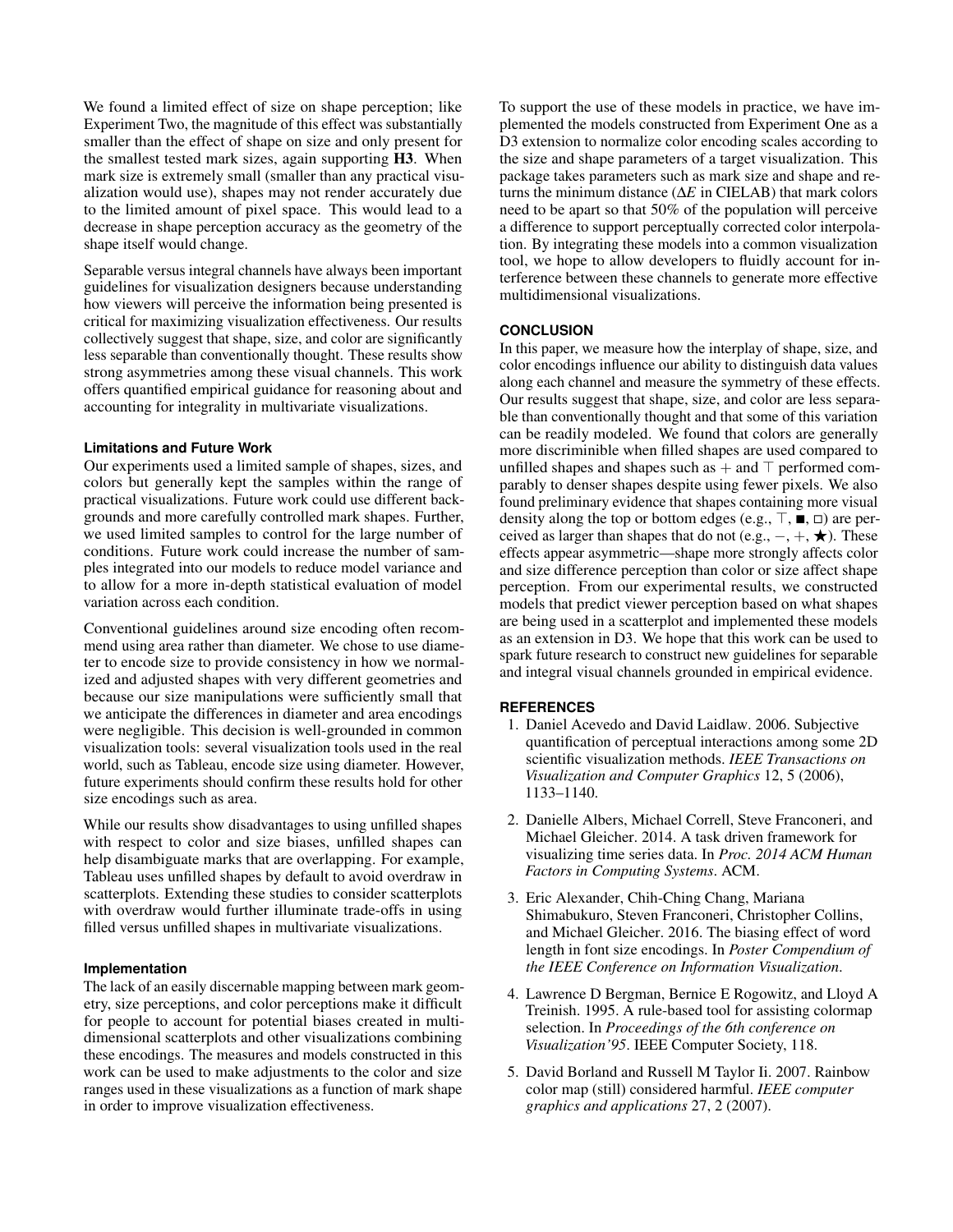We found a limited effect of size on shape perception; like Experiment Two, the magnitude of this effect was substantially smaller than the effect of shape on size and only present for the smallest tested mark sizes, again supporting **H3**. When mark size is extremely small (smaller than any practical visualization would use), shapes may not render accurately due to the limited amount of pixel space. This would lead to a decrease in shape perception accuracy as the geometry of the shape itself would change.

Separable versus integral channels have always been important guidelines for visualization designers because understanding how viewers will perceive the information being presented is critical for maximizing visualization effectiveness. Our results collectively suggest that shape, size, and color are significantly less separable than conventionally thought. These results show strong asymmetries among these visual channels. This work offers quantified empirical guidance for reasoning about and accounting for integrality in multivariate visualizations.

### Limitations and Future Work

Our experiments used a limited sample of shapes, sizes, and colors but generally kept the samples within the range of practical visualizations. Future work could use different backgrounds and more carefully controlled mark shapes. Further, we used limited samples to control for the large number of conditions. Future work could increase the number of samples integrated into our models to reduce model variance and to allow for a more in-depth statistical evaluation of model variation across each condition.

Conventional guidelines around size encoding often recommend using area rather than diameter. We chose to use diameter to encode size to provide consistency in how we normalized and adjusted shapes with very different geometries and because our size manipulations were sufficiently small that we anticipate the differences in diameter and area encodings were negligible. This decision is well-grounded in common visualization tools: several visualization tools used in the real world, such as Tableau, encode size using diameter. However, future experiments should confirm these results hold for other size encodings such as area.

While our results show disadvantages to using unfilled shapes with respect to color and size biases, unfilled shapes can help disambiguate marks that are overlapping. For example, Tableau uses unfilled shapes by default to avoid overdraw in scatterplots. Extending these studies to consider scatterplots with overdraw would further illuminate trade-offs in using filled versus unfilled shapes in multivariate visualizations.

### Implementation

The lack of an easily discernable mapping between mark geometry, size perceptions, and color perceptions make it difficult for people to account for potential biases created in multidimensional scatterplots and other visualizations combining these encodings. The measures and models constructed in this work can be used to make adjustments to the color and size ranges used in these visualizations as a function of mark shape in order to improve visualization effectiveness.

To support the use of these models in practice, we have implemented the models constructed from Experiment One as a D3 extension to normalize color encoding scales according to the size and shape parameters of a target visualization. This package takes parameters such as mark size and shape and returns the minimum distance ($\Delta E$ in CIELAB) that mark colors need to be apart so that 50% of the population will perceive a difference to support perceptually corrected color interpolation. By integrating these models into a common visualization tool, we hope to allow developers to fluidly account for interference between these channels to generate more effective multidimensional visualizations.

## CONCLUSION

In this paper, we measure how the interplay of shape, size, and color encodings influence our ability to distinguish data values along each channel and measure the symmetry of these effects. Our results suggest that shape, size, and color are less separable than conventionally thought and that some of this variation can be readily modeled. We found that colors are generally more discriminible when filled shapes are used compared to unfilled shapes and shapes such as $+$ and $\top$ performed comparably to denser shapes despite using fewer pixels. We also found preliminary evidence that shapes containing more visual density along the top or bottom edges (e.g., $\top$, ■, □) are perceived as larger than shapes that do not (e.g., $-$, $+$, ★). These effects appear asymmetric—shape more strongly affects color and size difference perception than color or size affect shape perception. From our experimental results, we constructed models that predict viewer perception based on what shapes are being used in a scatterplot and implemented these models as an extension in D3. We hope that this work can be used to spark future research to construct new guidelines for separable and integral visual channels grounded in empirical evidence.

## REFERENCES

1. Daniel Acevedo and David Laidlaw. 2006. Subjective quantification of perceptual interactions among some 2D scientific visualization methods. *IEEE Transactions on Visualization and Computer Graphics* 12, 5 (2006), 1133–1140.

2. Danielle Albers, Michael Correll, Steve Franconeri, and Michael Gleicher. 2014. A task driven framework for visualizing time series data. In *Proc. 2014 ACM Human Factors in Computing Systems*. ACM.

3. Eric Alexander, Chih-Ching Chang, Mariana Shimabukuro, Steven Franconeri, Christopher Collins, and Michael Gleicher. 2016. The biasing effect of word length in font size encodings. In *Poster Compendium of the IEEE Conference on Information Visualization*.

4. Lawrence D Bergman, Bernice E Rogowitz, and Lloyd A Treinish. 1995. A rule-based tool for assisting colormap selection. In *Proceedings of the 6th conference on Visualization'95*. IEEE Computer Society, 118.

5. David Borland and Russell M Taylor Ii. 2007. Rainbow color map (still) considered harmful. *IEEE computer graphics and applications* 27, 2 (2007).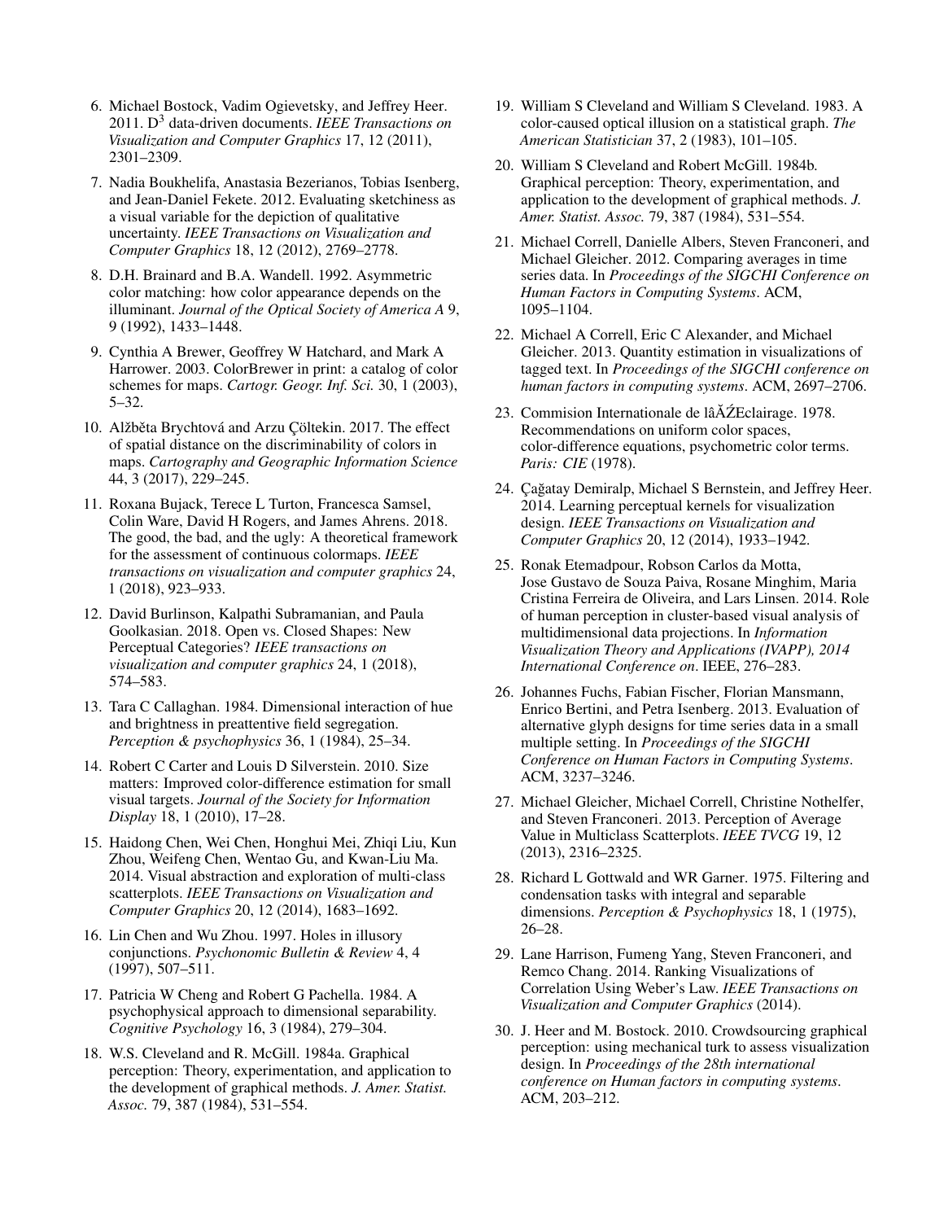6. Michael Bostock, Vadim Ogievetsky, and Jeffrey Heer. 2011. $D^3$ data-driven documents. *IEEE Transactions on Visualization and Computer Graphics* 17, 12 (2011), 2301–2309.

7. Nadia Boukhelifa, Anastasia Bezerianos, Tobias Isenberg, and Jean-Daniel Fekete. 2012. Evaluating sketchiness as a visual variable for the depiction of qualitative uncertainty. *IEEE Transactions on Visualization and Computer Graphics* 18, 12 (2012), 2769–2778.

8. D.H. Brainard and B.A. Wandell. 1992. Asymmetric color matching: how color appearance depends on the illuminant. *Journal of the Optical Society of America A* 9, 9 (1992), 1433–1448.

9. Cynthia A Brewer, Geoffrey W Hatchard, and Mark A Harrower. 2003. ColorBrewer in print: a catalog of color schemes for maps. *Cartogr. Geogr. Inf. Sci.* 30, 1 (2003), 5–32.

10. Alžběta Brychtová and Arzu Çöltekin. 2017. The effect of spatial distance on the discriminability of colors in maps. *Cartography and Geographic Information Science* 44, 3 (2017), 229–245.

11. Roxana Bujack, Terece L Turton, Francesca Samsel, Colin Ware, David H Rogers, and James Ahrens. 2018. The good, the bad, and the ugly: A theoretical framework for the assessment of continuous colormaps. *IEEE transactions on visualization and computer graphics* 24, 1 (2018), 923–933.

12. David Burlinson, Kalpathi Subramanian, and Paula Goolkasian. 2018. Open vs. Closed Shapes: New Perceptual Categories? *IEEE transactions on visualization and computer graphics* 24, 1 (2018), 574–583.

13. Tara C Callaghan. 1984. Dimensional interaction of hue and brightness in preattentive field segregation. *Perception & psychophysics* 36, 1 (1984), 25–34.

14. Robert C Carter and Louis D Silverstein. 2010. Size matters: Improved color-difference estimation for small visual targets. *Journal of the Society for Information Display* 18, 1 (2010), 17–28.

15. Haidong Chen, Wei Chen, Honghui Mei, Zhiqi Liu, Kun Zhou, Weifeng Chen, Wentao Gu, and Kwan-Liu Ma. 2014. Visual abstraction and exploration of multi-class scatterplots. *IEEE Transactions on Visualization and Computer Graphics* 20, 12 (2014), 1683–1692.

16. Lin Chen and Wu Zhou. 1997. Holes in illusory conjunctions. *Psychonomic Bulletin & Review* 4, 4 (1997), 507–511.

17. Patricia W Cheng and Robert G Pachella. 1984. A psychophysical approach to dimensional separability. *Cognitive Psychology* 16, 3 (1984), 279–304.

18. W.S. Cleveland and R. McGill. 1984a. Graphical perception: Theory, experimentation, and application to the development of graphical methods. *J. Amer. Statist. Assoc.* 79, 387 (1984), 531–554.

19. William S Cleveland and William S Cleveland. 1983. A color-caused optical illusion on a statistical graph. *The American Statistician* 37, 2 (1983), 101–105.

20. William S Cleveland and Robert McGill. 1984b. Graphical perception: Theory, experimentation, and application to the development of graphical methods. *J. Amer. Statist. Assoc.* 79, 387 (1984), 531–554.

21. Michael Correll, Danielle Albers, Steven Franconeri, and Michael Gleicher. 2012. Comparing averages in time series data. In *Proceedings of the SIGCHI Conference on Human Factors in Computing Systems*. ACM, 1095–1104.

22. Michael A Correll, Eric C Alexander, and Michael Gleicher. 2013. Quantity estimation in visualizations of tagged text. In *Proceedings of the SIGCHI conference on human factors in computing systems*. ACM, 2697–2706.

23. Commision Internationale de lâĂŹEclairage. 1978. Recommendations on uniform color spaces, color-difference equations, psychometric color terms. *Paris: CIE* (1978).

24. Çağatay Demiralp, Michael S Bernstein, and Jeffrey Heer. 2014. Learning perceptual kernels for visualization design. *IEEE Transactions on Visualization and Computer Graphics* 20, 12 (2014), 1933–1942.

25. Ronak Etemadpour, Robson Carlos da Motta, Jose Gustavo de Souza Paiva, Rosane Minghim, Maria Cristina Ferreira de Oliveira, and Lars Linsen. 2014. Role of human perception in cluster-based visual analysis of multidimensional data projections. In *Information Visualization Theory and Applications (IVAPP), 2014 International Conference on*. IEEE, 276–283.

26. Johannes Fuchs, Fabian Fischer, Florian Mansmann, Enrico Bertini, and Petra Isenberg. 2013. Evaluation of alternative glyph designs for time series data in a small multiple setting. In *Proceedings of the SIGCHI Conference on Human Factors in Computing Systems*. ACM, 3237–3246.

27. Michael Gleicher, Michael Correll, Christine Nothelfer, and Steven Franconeri. 2013. Perception of Average Value in Multiclass Scatterplots. *IEEE TVCG* 19, 12 (2013), 2316–2325.

28. Richard L Gottwald and WR Garner. 1975. Filtering and condensation tasks with integral and separable dimensions. *Perception & Psychophysics* 18, 1 (1975), 26–28.

29. Lane Harrison, Fumeng Yang, Steven Franconeri, and Remco Chang. 2014. Ranking Visualizations of Correlation Using Weber's Law. *IEEE Transactions on Visualization and Computer Graphics* (2014).

30. J. Heer and M. Bostock. 2010. Crowdsourcing graphical perception: using mechanical turk to assess visualization design. In *Proceedings of the 28th international conference on Human factors in computing systems*. ACM, 203–212.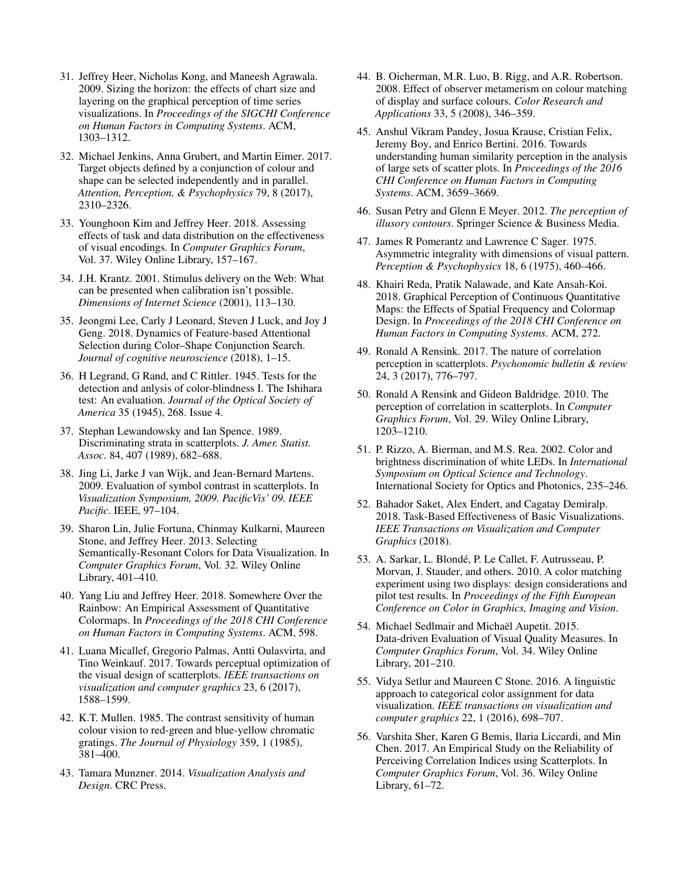31. Jeffrey Heer, Nicholas Kong, and Maneesh Agrawala. 2009. Sizing the horizon: the effects of chart size and layering on the graphical perception of time series visualizations. In *Proceedings of the SIGCHI Conference on Human Factors in Computing Systems*. ACM, 1303–1312.

32. Michael Jenkins, Anna Grubert, and Martin Eimer. 2017. Target objects defined by a conjunction of colour and shape can be selected independently and in parallel. *Attention, Perception, & Psychophysics* 79, 8 (2017), 2310–2326.

33. Younghoon Kim and Jeffrey Heer. 2018. Assessing effects of task and data distribution on the effectiveness of visual encodings. In *Computer Graphics Forum*, Vol. 37. Wiley Online Library, 157–167.

34. J.H. Krantz. 2001. Stimulus delivery on the Web: What can be presented when calibration isn't possible. *Dimensions of Internet Science* (2001), 113–130.

35. Jeongmi Lee, Carly J Leonard, Steven J Luck, and Joy J Geng. 2018. Dynamics of Feature-based Attentional Selection during Color–Shape Conjunction Search. *Journal of cognitive neuroscience* (2018), 1–15.

36. H Legrand, G Rand, and C Rittler. 1945. Tests for the detection and anlysis of color-blindness I. The Ishihara test: An evaluation. *Journal of the Optical Society of America* 35 (1945), 268. Issue 4.

37. Stephan Lewandowsky and Ian Spence. 1989. Discriminating strata in scatterplots. *J. Amer. Statist. Assoc.* 84, 407 (1989), 682–688.

38. Jing Li, Jarke J van Wijk, and Jean-Bernard Martens. 2009. Evaluation of symbol contrast in scatterplots. In *Visualization Symposium, 2009. PacificVis' 09. IEEE Pacific*. IEEE, 97–104.

39. Sharon Lin, Julie Fortuna, Chinmay Kulkarni, Maureen Stone, and Jeffrey Heer. 2013. Selecting Semantically-Resonant Colors for Data Visualization. In *Computer Graphics Forum*, Vol. 32. Wiley Online Library, 401–410.

40. Yang Liu and Jeffrey Heer. 2018. Somewhere Over the Rainbow: An Empirical Assessment of Quantitative Colormaps. In *Proceedings of the 2018 CHI Conference on Human Factors in Computing Systems*. ACM, 598.

41. Luana Micallef, Gregorio Palmas, Antti Oulasvirta, and Tino Weinkauf. 2017. Towards perceptual optimization of the visual design of scatterplots. *IEEE transactions on visualization and computer graphics* 23, 6 (2017), 1588–1599.

42. K.T. Mullen. 1985. The contrast sensitivity of human colour vision to red-green and blue-yellow chromatic gratings. *The Journal of Physiology* 359, 1 (1985), 381–400.

43. Tamara Munzner. 2014. *Visualization Analysis and Design*. CRC Press.

44. B. Oicherman, M.R. Luo, B. Rigg, and A.R. Robertson. 2008. Effect of observer metamerism on colour matching of display and surface colours. *Color Research and Applications* 33, 5 (2008), 346–359.

45. Anshul Vikram Pandey, Josua Krause, Cristian Felix, Jeremy Boy, and Enrico Bertini. 2016. Towards understanding human similarity perception in the analysis of large sets of scatter plots. In *Proceedings of the 2016 CHI Conference on Human Factors in Computing Systems*. ACM, 3659–3669.

46. Susan Petry and Glenn E Meyer. 2012. *The perception of illusory contours*. Springer Science & Business Media.

47. James R Pomerantz and Lawrence C Sager. 1975. Asymmetric integrality with dimensions of visual pattern. *Perception & Psychophysics* 18, 6 (1975), 460–466.

48. Khairi Reda, Pratik Nalawade, and Kate Ansah-Koi. 2018. Graphical Perception of Continuous Quantitative Maps: the Effects of Spatial Frequency and Colormap Design. In *Proceedings of the 2018 CHI Conference on Human Factors in Computing Systems*. ACM, 272.

49. Ronald A Rensink. 2017. The nature of correlation perception in scatterplots. *Psychonomic bulletin & review* 24, 3 (2017), 776–797.

50. Ronald A Rensink and Gideon Baldridge. 2010. The perception of correlation in scatterplots. In *Computer Graphics Forum*, Vol. 29. Wiley Online Library, 1203–1210.

51. P. Rizzo, A. Bierman, and M.S. Rea. 2002. Color and brightness discrimination of white LEDs. In *International Symposium on Optical Science and Technology*. International Society for Optics and Photonics, 235–246.

52. Bahador Saket, Alex Endert, and Cagatay Demiralp. 2018. Task-Based Effectiveness of Basic Visualizations. *IEEE Transactions on Visualization and Computer Graphics* (2018).

53. A. Sarkar, L. Blondé, P. Le Callet, F. Autrusseau, P. Morvan, J. Stauder, and others. 2010. A color matching experiment using two displays: design considerations and pilot test results. In *Proceedings of the Fifth European Conference on Color in Graphics, Imaging and Vision*.

54. Michael Sedlmair and Michaël Aupetit. 2015. Data-driven Evaluation of Visual Quality Measures. In *Computer Graphics Forum*, Vol. 34. Wiley Online Library, 201–210.

55. Vidya Setlur and Maureen C Stone. 2016. A linguistic approach to categorical color assignment for data visualization. *IEEE transactions on visualization and computer graphics* 22, 1 (2016), 698–707.

56. Varshita Sher, Karen G Bemis, Ilaria Liccardi, and Min Chen. 2017. An Empirical Study on the Reliability of Perceiving Correlation Indices using Scatterplots. In *Computer Graphics Forum*, Vol. 36. Wiley Online Library, 61–72.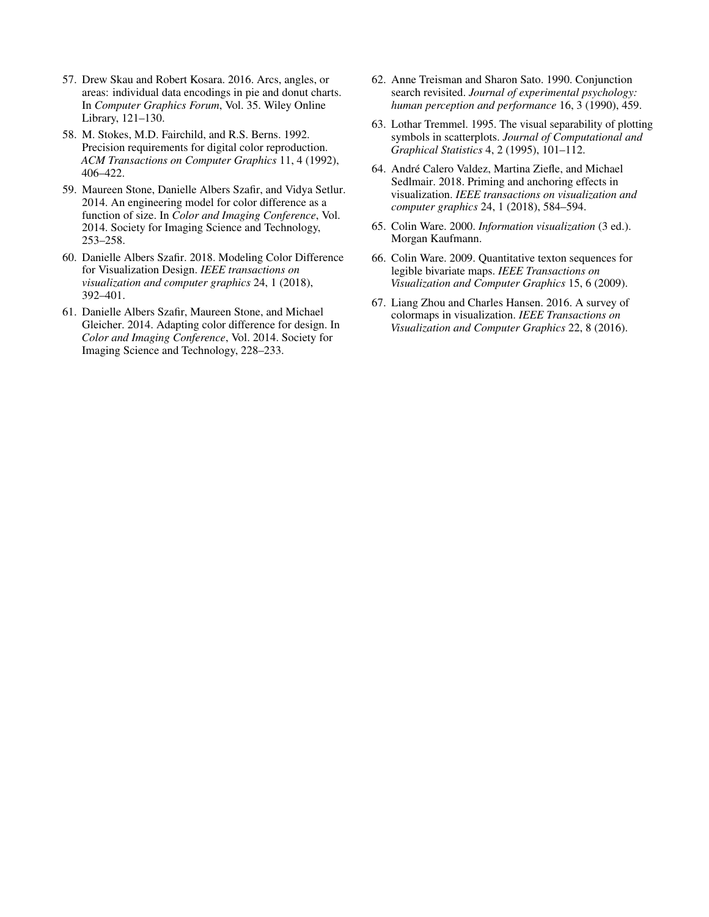57. Drew Skau and Robert Kosara. 2016. Arcs, angles, or areas: individual data encodings in pie and donut charts. In *Computer Graphics Forum*, Vol. 35. Wiley Online Library, 121–130.

58. M. Stokes, M.D. Fairchild, and R.S. Berns. 1992. Precision requirements for digital color reproduction. *ACM Transactions on Computer Graphics* 11, 4 (1992), 406–422.

59. Maureen Stone, Danielle Albers Szafir, and Vidya Setlur. 2014. An engineering model for color difference as a function of size. In *Color and Imaging Conference*, Vol. 2014. Society for Imaging Science and Technology, 253–258.

60. Danielle Albers Szafir. 2018. Modeling Color Difference for Visualization Design. *IEEE transactions on visualization and computer graphics* 24, 1 (2018), 392–401.

61. Danielle Albers Szafir, Maureen Stone, and Michael Gleicher. 2014. Adapting color difference for design. In *Color and Imaging Conference*, Vol. 2014. Society for Imaging Science and Technology, 228–233.

62. Anne Treisman and Sharon Sato. 1990. Conjunction search revisited. *Journal of experimental psychology: human perception and performance* 16, 3 (1990), 459.

63. Lothar Tremmel. 1995. The visual separability of plotting symbols in scatterplots. *Journal of Computational and Graphical Statistics* 4, 2 (1995), 101–112.

64. André Calero Valdez, Martina Ziefle, and Michael Sedlmair. 2018. Priming and anchoring effects in visualization. *IEEE transactions on visualization and computer graphics* 24, 1 (2018), 584–594.

65. Colin Ware. 2000. *Information visualization* (3 ed.). Morgan Kaufmann.

66. Colin Ware. 2009. Quantitative texton sequences for legible bivariate maps. *IEEE Transactions on Visualization and Computer Graphics* 15, 6 (2009).

67. Liang Zhou and Charles Hansen. 2016. A survey of colormaps in visualization. *IEEE Transactions on Visualization and Computer Graphics* 22, 8 (2016).